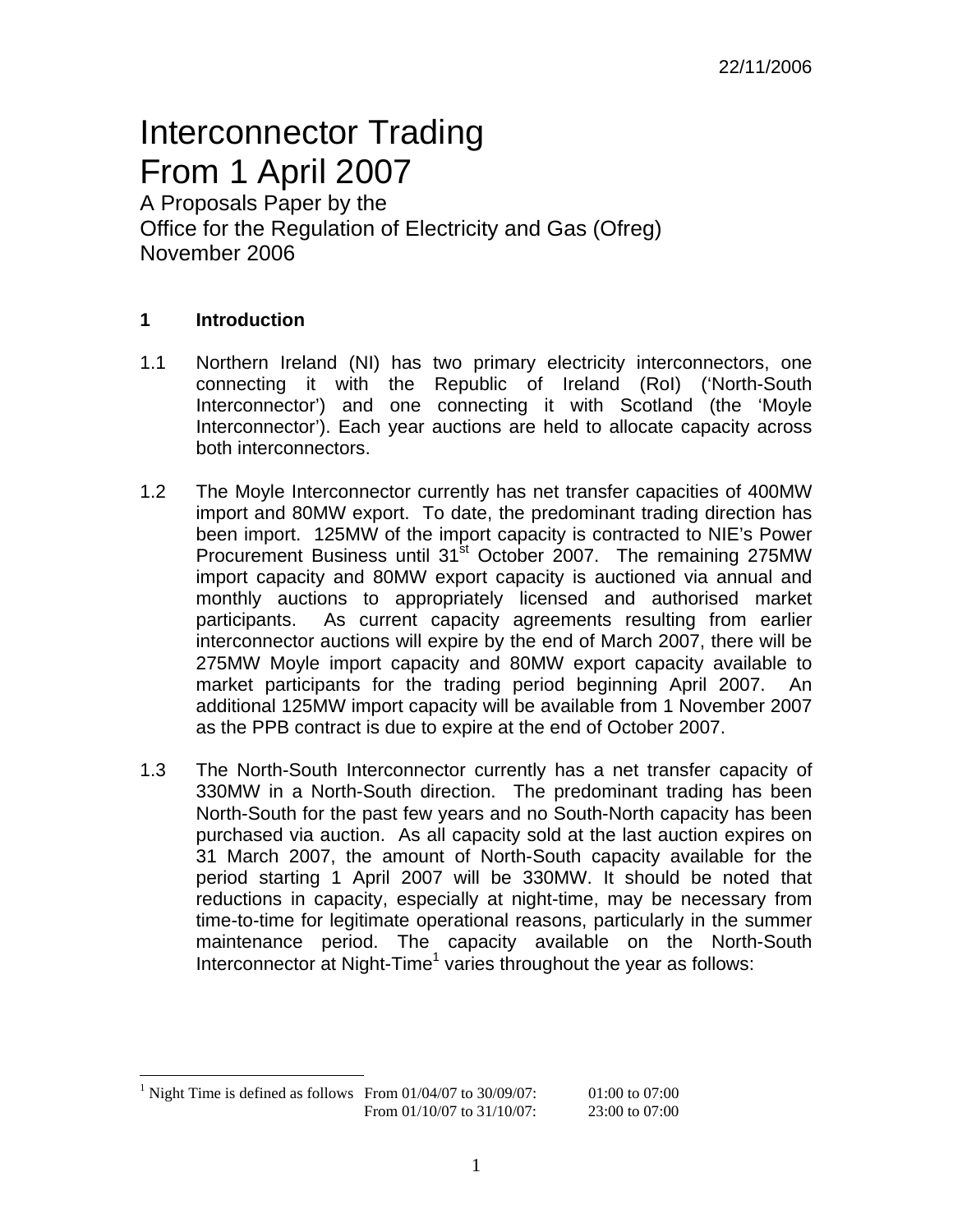22/11/2006

# Interconnector Trading From 1 April 2007

A Proposals Paper by the
Office for the Regulation of Electricity and Gas (Ofreg)
November 2006

## 1 Introduction

1.1 Northern Ireland (NI) has two primary electricity interconnectors, one connecting it with the Republic of Ireland (RoI) ('North-South Interconnector') and one connecting it with Scotland (the 'Moyle Interconnector'). Each year auctions are held to allocate capacity across both interconnectors.

1.2 The Moyle Interconnector currently has net transfer capacities of 400MW import and 80MW export. To date, the predominant trading direction has been import. 125MW of the import capacity is contracted to NIE's Power Procurement Business until 31st October 2007. The remaining 275MW import capacity and 80MW export capacity is auctioned via annual and monthly auctions to appropriately licensed and authorised market participants. As current capacity agreements resulting from earlier interconnector auctions will expire by the end of March 2007, there will be 275MW Moyle import capacity and 80MW export capacity available to market participants for the trading period beginning April 2007. An additional 125MW import capacity will be available from 1 November 2007 as the PPB contract is due to expire at the end of October 2007.

1.3 The North-South Interconnector currently has a net transfer capacity of 330MW in a North-South direction. The predominant trading has been North-South for the past few years and no South-North capacity has been purchased via auction. As all capacity sold at the last auction expires on 31 March 2007, the amount of North-South capacity available for the period starting 1 April 2007 will be 330MW. It should be noted that reductions in capacity, especially at night-time, may be necessary from time-to-time for legitimate operational reasons, particularly in the summer maintenance period. The capacity available on the North-South Interconnector at Night-Time[1] varies throughout the year as follows:

---

[1] Night Time is defined as follows

| | |
|---|---|
| From 01/04/07 to 30/09/07: | 01:00 to 07:00 |
| From 01/10/07 to 31/10/07: | 23:00 to 07:00 |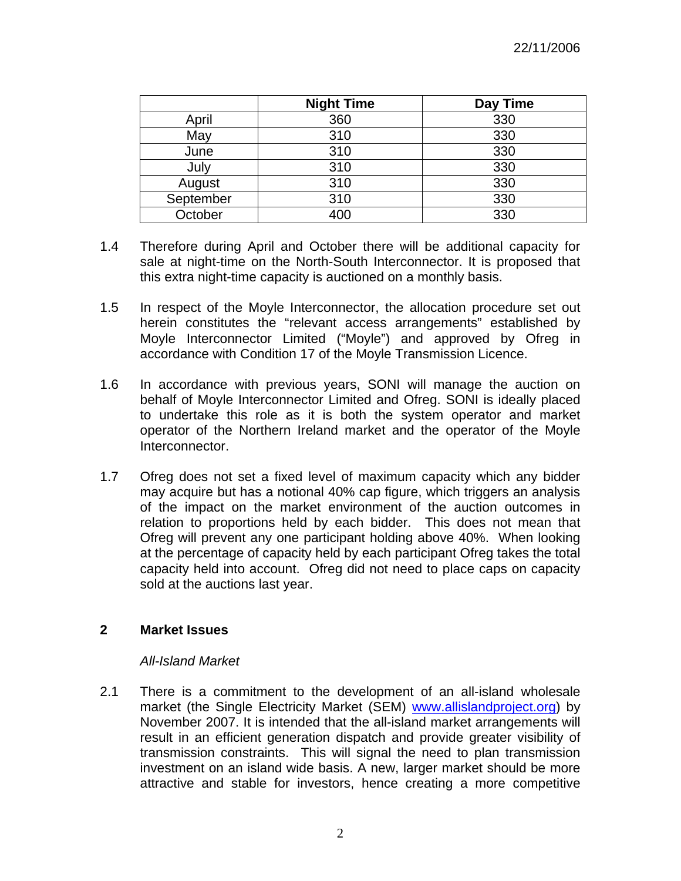| | Night Time | Day Time |
|---|---|---|
| April | 360 | 330 |
| May | 310 | 330 |
| June | 310 | 330 |
| July | 310 | 330 |
| August | 310 | 330 |
| September | 310 | 330 |
| October | 400 | 330 |

1.4 Therefore during April and October there will be additional capacity for sale at night-time on the North-South Interconnector. It is proposed that this extra night-time capacity is auctioned on a monthly basis.

1.5 In respect of the Moyle Interconnector, the allocation procedure set out herein constitutes the "relevant access arrangements" established by Moyle Interconnector Limited ("Moyle") and approved by Ofreg in accordance with Condition 17 of the Moyle Transmission Licence.

1.6 In accordance with previous years, SONI will manage the auction on behalf of Moyle Interconnector Limited and Ofreg. SONI is ideally placed to undertake this role as it is both the system operator and market operator of the Northern Ireland market and the operator of the Moyle Interconnector.

1.7 Ofreg does not set a fixed level of maximum capacity which any bidder may acquire but has a notional 40% cap figure, which triggers an analysis of the impact on the market environment of the auction outcomes in relation to proportions held by each bidder. This does not mean that Ofreg will prevent any one participant holding above 40%. When looking at the percentage of capacity held by each participant Ofreg takes the total capacity held into account. Ofreg did not need to place caps on capacity sold at the auctions last year.

## 2 Market Issues

*All-Island Market*

2.1 There is a commitment to the development of an all-island wholesale market (the Single Electricity Market (SEM) www.allislandproject.org) by November 2007. It is intended that the all-island market arrangements will result in an efficient generation dispatch and provide greater visibility of transmission constraints. This will signal the need to plan transmission investment on an island wide basis. A new, larger market should be more attractive and stable for investors, hence creating a more competitive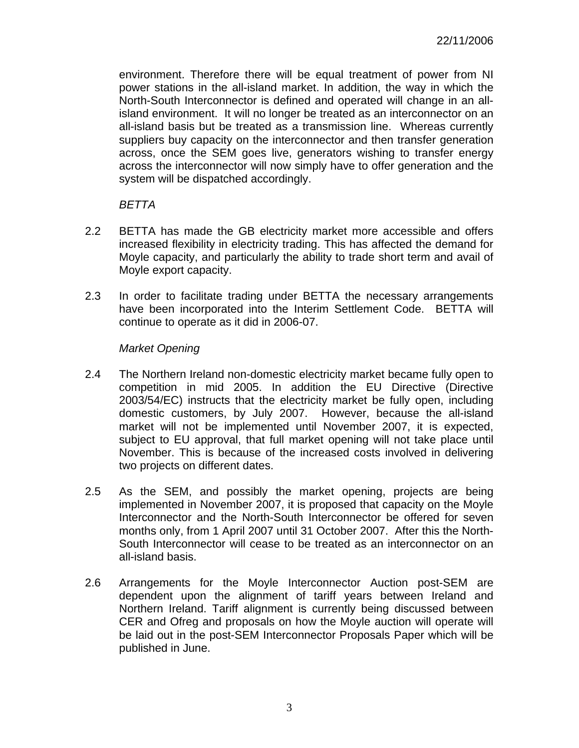environment. Therefore there will be equal treatment of power from NI power stations in the all-island market. In addition, the way in which the North-South Interconnector is defined and operated will change in an all-island environment. It will no longer be treated as an interconnector on an all-island basis but be treated as a transmission line. Whereas currently suppliers buy capacity on the interconnector and then transfer generation across, once the SEM goes live, generators wishing to transfer energy across the interconnector will now simply have to offer generation and the system will be dispatched accordingly.

*BETTA*

2.2 BETTA has made the GB electricity market more accessible and offers increased flexibility in electricity trading. This has affected the demand for Moyle capacity, and particularly the ability to trade short term and avail of Moyle export capacity.

2.3 In order to facilitate trading under BETTA the necessary arrangements have been incorporated into the Interim Settlement Code. BETTA will continue to operate as it did in 2006-07.

*Market Opening*

2.4 The Northern Ireland non-domestic electricity market became fully open to competition in mid 2005. In addition the EU Directive (Directive 2003/54/EC) instructs that the electricity market be fully open, including domestic customers, by July 2007. However, because the all-island market will not be implemented until November 2007, it is expected, subject to EU approval, that full market opening will not take place until November. This is because of the increased costs involved in delivering two projects on different dates.

2.5 As the SEM, and possibly the market opening, projects are being implemented in November 2007, it is proposed that capacity on the Moyle Interconnector and the North-South Interconnector be offered for seven months only, from 1 April 2007 until 31 October 2007. After this the North-South Interconnector will cease to be treated as an interconnector on an all-island basis.

2.6 Arrangements for the Moyle Interconnector Auction post-SEM are dependent upon the alignment of tariff years between Ireland and Northern Ireland. Tariff alignment is currently being discussed between CER and Ofreg and proposals on how the Moyle auction will operate will be laid out in the post-SEM Interconnector Proposals Paper which will be published in June.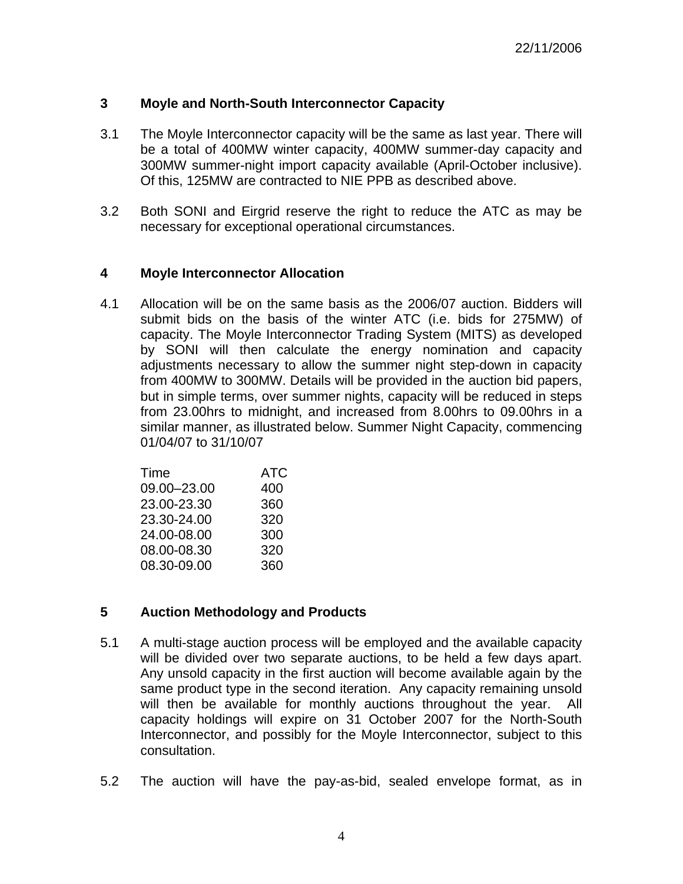## 3 Moyle and North-South Interconnector Capacity

3.1 The Moyle Interconnector capacity will be the same as last year. There will be a total of 400MW winter capacity, 400MW summer-day capacity and 300MW summer-night import capacity available (April-October inclusive). Of this, 125MW are contracted to NIE PPB as described above.

3.2 Both SONI and Eirgrid reserve the right to reduce the ATC as may be necessary for exceptional operational circumstances.

## 4 Moyle Interconnector Allocation

4.1 Allocation will be on the same basis as the 2006/07 auction. Bidders will submit bids on the basis of the winter ATC (i.e. bids for 275MW) of capacity. The Moyle Interconnector Trading System (MITS) as developed by SONI will then calculate the energy nomination and capacity adjustments necessary to allow the summer night step-down in capacity from 400MW to 300MW. Details will be provided in the auction bid papers, but in simple terms, over summer nights, capacity will be reduced in steps from 23.00hrs to midnight, and increased from 8.00hrs to 09.00hrs in a similar manner, as illustrated below. Summer Night Capacity, commencing 01/04/07 to 31/10/07

| Time | ATC |
|---|---|
| 09.00–23.00 | 400 |
| 23.00-23.30 | 360 |
| 23.30-24.00 | 320 |
| 24.00-08.00 | 300 |
| 08.00-08.30 | 320 |
| 08.30-09.00 | 360 |

## 5 Auction Methodology and Products

5.1 A multi-stage auction process will be employed and the available capacity will be divided over two separate auctions, to be held a few days apart. Any unsold capacity in the first auction will become available again by the same product type in the second iteration. Any capacity remaining unsold will then be available for monthly auctions throughout the year. All capacity holdings will expire on 31 October 2007 for the North-South Interconnector, and possibly for the Moyle Interconnector, subject to this consultation.

5.2 The auction will have the pay-as-bid, sealed envelope format, as in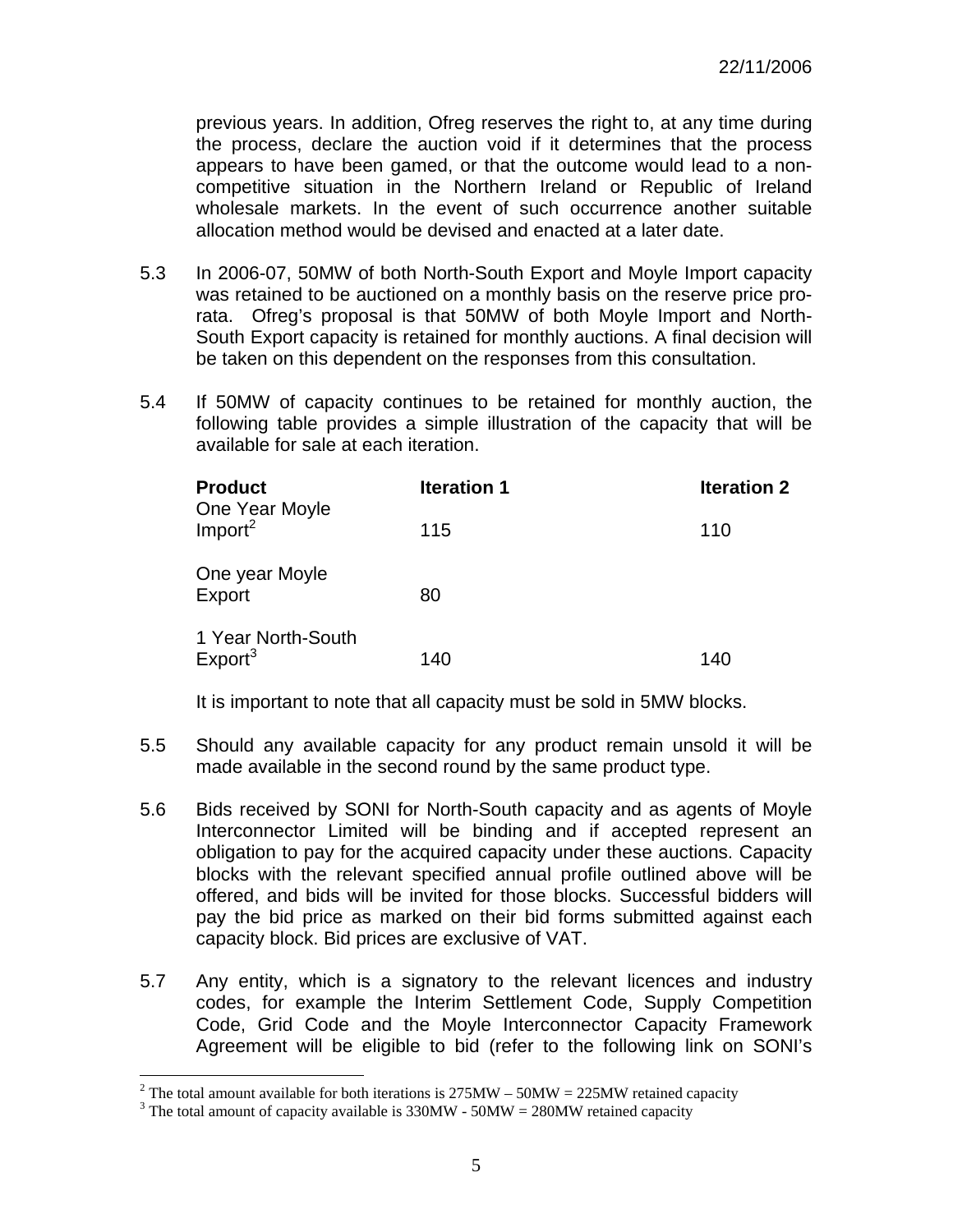previous years. In addition, Ofreg reserves the right to, at any time during the process, declare the auction void if it determines that the process appears to have been gamed, or that the outcome would lead to a non-competitive situation in the Northern Ireland or Republic of Ireland wholesale markets. In the event of such occurrence another suitable allocation method would be devised and enacted at a later date.

5.3 In 2006-07, 50MW of both North-South Export and Moyle Import capacity was retained to be auctioned on a monthly basis on the reserve price pro-rata. Ofreg's proposal is that 50MW of both Moyle Import and North-South Export capacity is retained for monthly auctions. A final decision will be taken on this dependent on the responses from this consultation.

5.4 If 50MW of capacity continues to be retained for monthly auction, the following table provides a simple illustration of the capacity that will be available for sale at each iteration.

| Product | Iteration 1 | Iteration 2 |
|---|---|---|
| One Year Moyle Import[2] | 115 | 110 |
| One year Moyle Export | 80 | |
| 1 Year North-South Export[3] | 140 | 140 |

It is important to note that all capacity must be sold in 5MW blocks.

5.5 Should any available capacity for any product remain unsold it will be made available in the second round by the same product type.

5.6 Bids received by SONI for North-South capacity and as agents of Moyle Interconnector Limited will be binding and if accepted represent an obligation to pay for the acquired capacity under these auctions. Capacity blocks with the relevant specified annual profile outlined above will be offered, and bids will be invited for those blocks. Successful bidders will pay the bid price as marked on their bid forms submitted against each capacity block. Bid prices are exclusive of VAT.

5.7 Any entity, which is a signatory to the relevant licences and industry codes, for example the Interim Settlement Code, Supply Competition Code, Grid Code and the Moyle Interconnector Capacity Framework Agreement will be eligible to bid (refer to the following link on SONI's

[2] The total amount available for both iterations is 275MW – 50MW = 225MW retained capacity

[3] The total amount of capacity available is 330MW - 50MW = 280MW retained capacity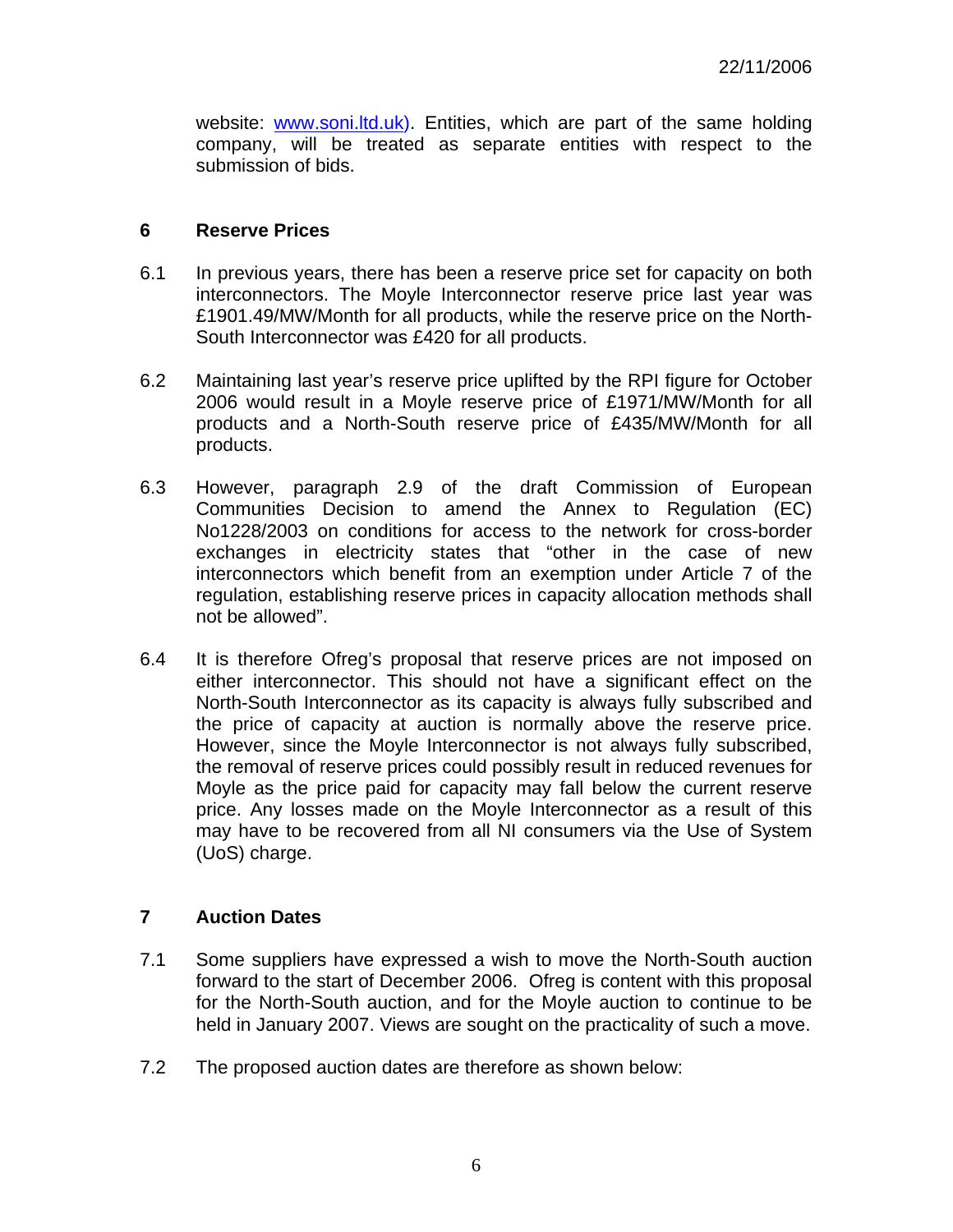website: www.soni.ltd.uk). Entities, which are part of the same holding company, will be treated as separate entities with respect to the submission of bids.

## 6 Reserve Prices

6.1 In previous years, there has been a reserve price set for capacity on both interconnectors. The Moyle Interconnector reserve price last year was £1901.49/MW/Month for all products, while the reserve price on the North-South Interconnector was £420 for all products.

6.2 Maintaining last year's reserve price uplifted by the RPI figure for October 2006 would result in a Moyle reserve price of £1971/MW/Month for all products and a North-South reserve price of £435/MW/Month for all products.

6.3 However, paragraph 2.9 of the draft Commission of European Communities Decision to amend the Annex to Regulation (EC) No1228/2003 on conditions for access to the network for cross-border exchanges in electricity states that "other in the case of new interconnectors which benefit from an exemption under Article 7 of the regulation, establishing reserve prices in capacity allocation methods shall not be allowed".

6.4 It is therefore Ofreg's proposal that reserve prices are not imposed on either interconnector. This should not have a significant effect on the North-South Interconnector as its capacity is always fully subscribed and the price of capacity at auction is normally above the reserve price. However, since the Moyle Interconnector is not always fully subscribed, the removal of reserve prices could possibly result in reduced revenues for Moyle as the price paid for capacity may fall below the current reserve price. Any losses made on the Moyle Interconnector as a result of this may have to be recovered from all NI consumers via the Use of System (UoS) charge.

## 7 Auction Dates

7.1 Some suppliers have expressed a wish to move the North-South auction forward to the start of December 2006. Ofreg is content with this proposal for the North-South auction, and for the Moyle auction to continue to be held in January 2007. Views are sought on the practicality of such a move.

7.2 The proposed auction dates are therefore as shown below: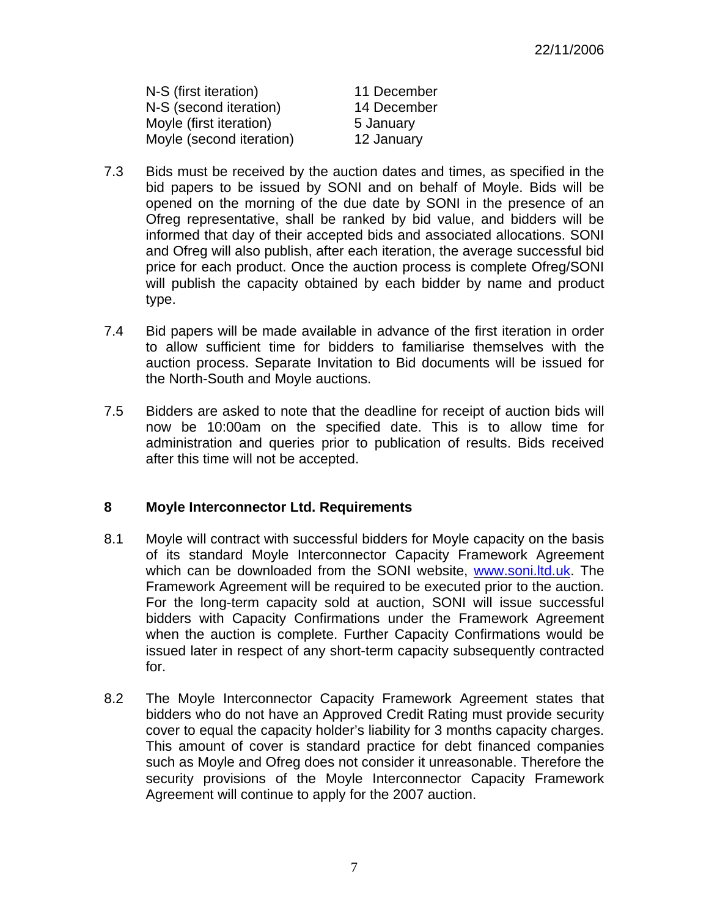| | |
|---|---|
| N-S (first iteration) | 11 December |
| N-S (second iteration) | 14 December |
| Moyle (first iteration) | 5 January |
| Moyle (second iteration) | 12 January |

7.3 Bids must be received by the auction dates and times, as specified in the bid papers to be issued by SONI and on behalf of Moyle. Bids will be opened on the morning of the due date by SONI in the presence of an Ofreg representative, shall be ranked by bid value, and bidders will be informed that day of their accepted bids and associated allocations. SONI and Ofreg will also publish, after each iteration, the average successful bid price for each product. Once the auction process is complete Ofreg/SONI will publish the capacity obtained by each bidder by name and product type.

7.4 Bid papers will be made available in advance of the first iteration in order to allow sufficient time for bidders to familiarise themselves with the auction process. Separate Invitation to Bid documents will be issued for the North-South and Moyle auctions.

7.5 Bidders are asked to note that the deadline for receipt of auction bids will now be 10:00am on the specified date. This is to allow time for administration and queries prior to publication of results. Bids received after this time will not be accepted.

## 8 Moyle Interconnector Ltd. Requirements

8.1 Moyle will contract with successful bidders for Moyle capacity on the basis of its standard Moyle Interconnector Capacity Framework Agreement which can be downloaded from the SONI website, www.soni.ltd.uk. The Framework Agreement will be required to be executed prior to the auction. For the long-term capacity sold at auction, SONI will issue successful bidders with Capacity Confirmations under the Framework Agreement when the auction is complete. Further Capacity Confirmations would be issued later in respect of any short-term capacity subsequently contracted for.

8.2 The Moyle Interconnector Capacity Framework Agreement states that bidders who do not have an Approved Credit Rating must provide security cover to equal the capacity holder's liability for 3 months capacity charges. This amount of cover is standard practice for debt financed companies such as Moyle and Ofreg does not consider it unreasonable. Therefore the security provisions of the Moyle Interconnector Capacity Framework Agreement will continue to apply for the 2007 auction.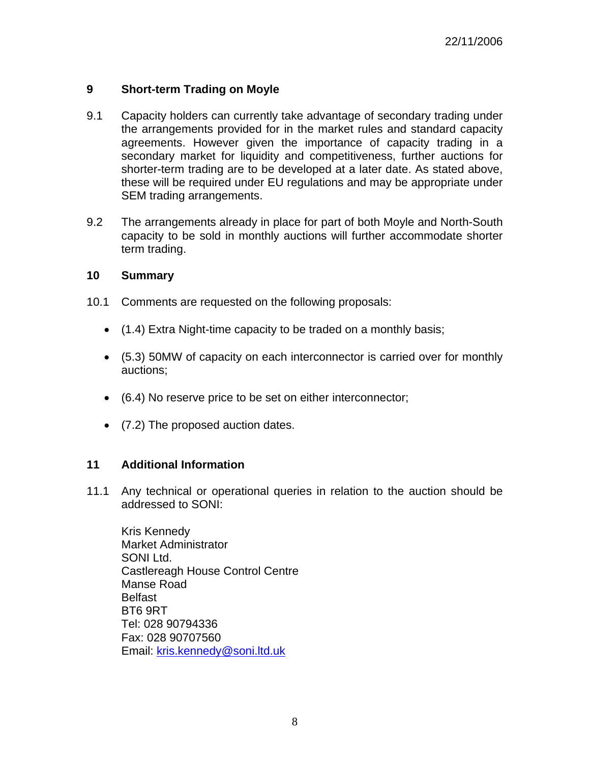22/11/2006

## 9 Short-term Trading on Moyle

9.1 Capacity holders can currently take advantage of secondary trading under the arrangements provided for in the market rules and standard capacity agreements. However given the importance of capacity trading in a secondary market for liquidity and competitiveness, further auctions for shorter-term trading are to be developed at a later date. As stated above, these will be required under EU regulations and may be appropriate under SEM trading arrangements.

9.2 The arrangements already in place for part of both Moyle and North-South capacity to be sold in monthly auctions will further accommodate shorter term trading.

## 10 Summary

10.1 Comments are requested on the following proposals:

- (1.4) Extra Night-time capacity to be traded on a monthly basis;
- (5.3) 50MW of capacity on each interconnector is carried over for monthly auctions;
- (6.4) No reserve price to be set on either interconnector;
- (7.2) The proposed auction dates.

## 11 Additional Information

11.1 Any technical or operational queries in relation to the auction should be addressed to SONI:

Kris Kennedy
Market Administrator
SONI Ltd.
Castlereagh House Control Centre
Manse Road
Belfast
BT6 9RT
Tel: 028 90794336
Fax: 028 90707560
Email: kris.kennedy@soni.ltd.uk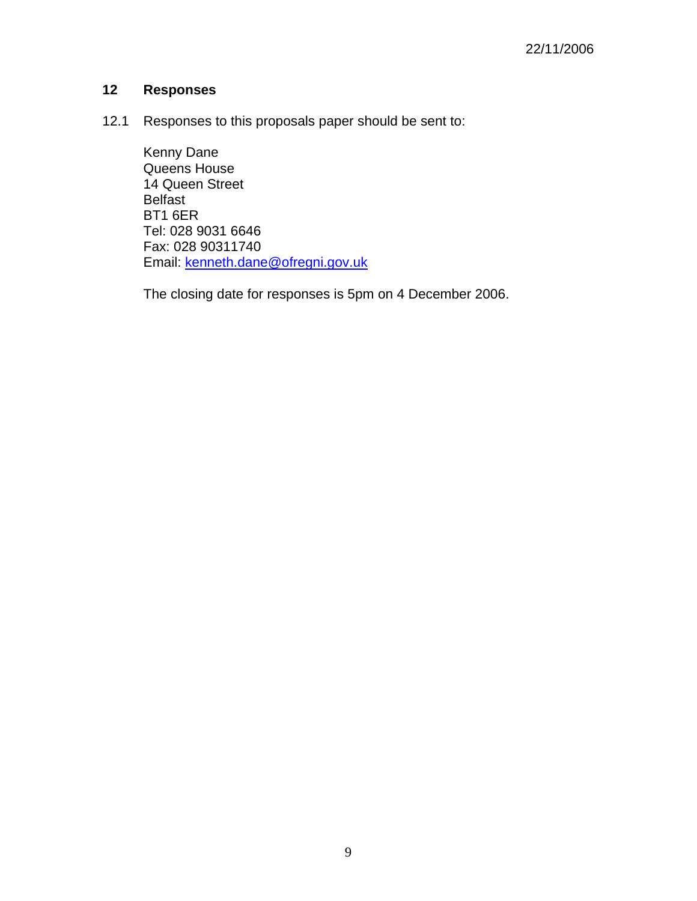## 12 Responses

12.1 Responses to this proposals paper should be sent to:

Kenny Dane  
Queens House  
14 Queen Street  
Belfast  
BT1 6ER  
Tel: 028 9031 6646  
Fax: 028 90311740  
Email: kenneth.dane@ofregni.gov.uk

The closing date for responses is 5pm on 4 December 2006.